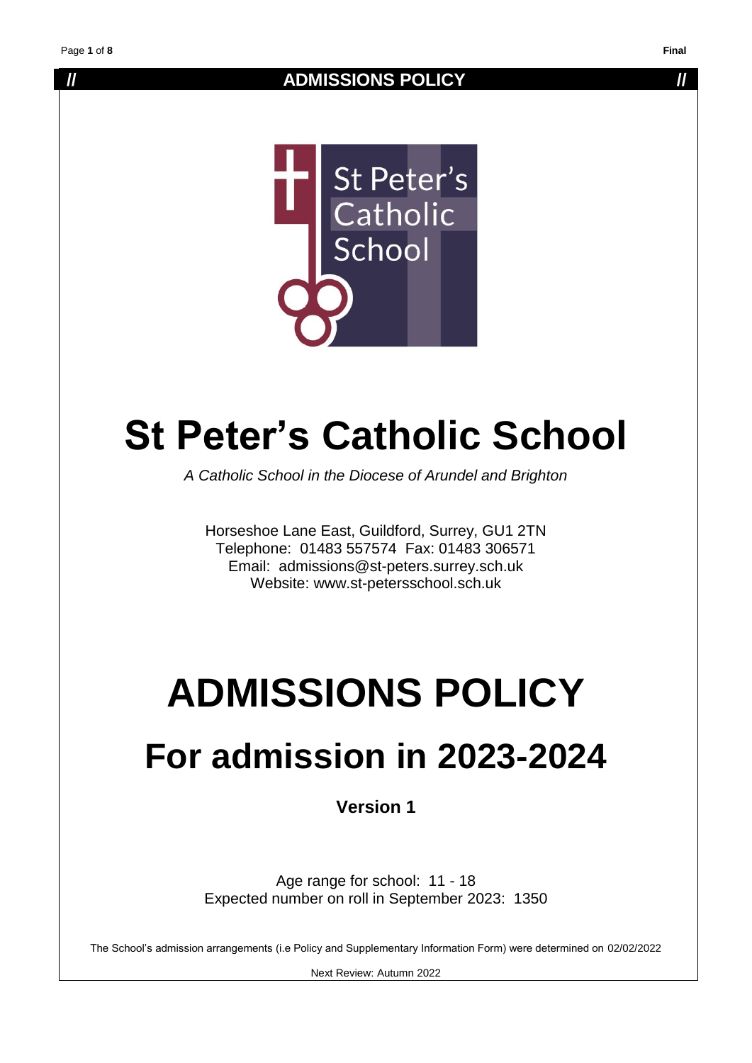# St Peter's Catholic School

*A Catholic School in the Diocese of Arundel and Brighton*

Horseshoe Lane East, Guildford, Surrey, GU1 2TN
Telephone: 01483 557574 Fax: 01483 306571
Email: admissions@st-peters.surrey.sch.uk
Website: www.st-petersschool.sch.uk

# ADMISSIONS POLICY

# For admission in 2023-2024

**Version 1**

Age range for school: 11 - 18
Expected number on roll in September 2023: 1350

The School's admission arrangements (i.e Policy and Supplementary Information Form) were determined on 02/02/2022

Next Review: Autumn 2022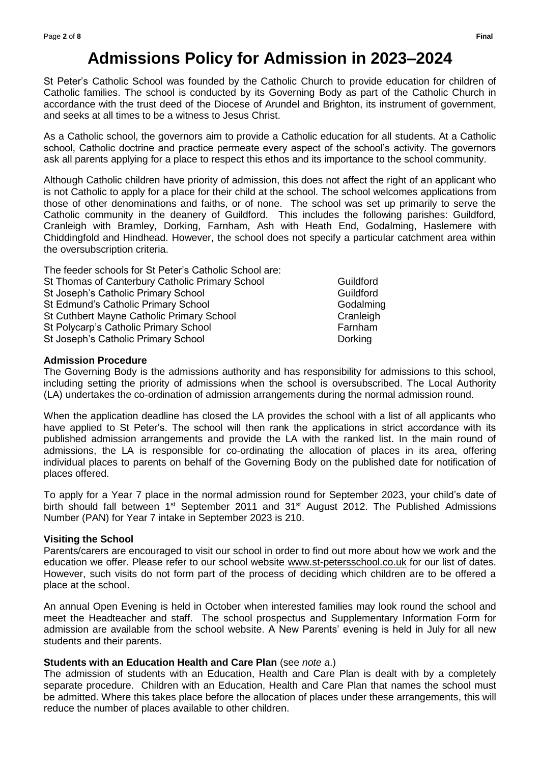# Admissions Policy for Admission in 2023–2024

St Peter's Catholic School was founded by the Catholic Church to provide education for children of Catholic families. The school is conducted by its Governing Body as part of the Catholic Church in accordance with the trust deed of the Diocese of Arundel and Brighton, its instrument of government, and seeks at all times to be a witness to Jesus Christ.

As a Catholic school, the governors aim to provide a Catholic education for all students. At a Catholic school, Catholic doctrine and practice permeate every aspect of the school's activity. The governors ask all parents applying for a place to respect this ethos and its importance to the school community.

Although Catholic children have priority of admission, this does not affect the right of an applicant who is not Catholic to apply for a place for their child at the school. The school welcomes applications from those of other denominations and faiths, or of none. The school was set up primarily to serve the Catholic community in the deanery of Guildford. This includes the following parishes: Guildford, Cranleigh with Bramley, Dorking, Farnham, Ash with Heath End, Godalming, Haslemere with Chiddingfold and Hindhead. However, the school does not specify a particular catchment area within the oversubscription criteria.

The feeder schools for St Peter's Catholic School are:

| | |
|---|---|
| St Thomas of Canterbury Catholic Primary School | Guildford |
| St Joseph's Catholic Primary School | Guildford |
| St Edmund's Catholic Primary School | Godalming |
| St Cuthbert Mayne Catholic Primary School | Cranleigh |
| St Polycarp's Catholic Primary School | Farnham |
| St Joseph's Catholic Primary School | Dorking |

**Admission Procedure**

The Governing Body is the admissions authority and has responsibility for admissions to this school, including setting the priority of admissions when the school is oversubscribed. The Local Authority (LA) undertakes the co-ordination of admission arrangements during the normal admission round.

When the application deadline has closed the LA provides the school with a list of all applicants who have applied to St Peter's. The school will then rank the applications in strict accordance with its published admission arrangements and provide the LA with the ranked list. In the main round of admissions, the LA is responsible for co-ordinating the allocation of places in its area, offering individual places to parents on behalf of the Governing Body on the published date for notification of places offered.

To apply for a Year 7 place in the normal admission round for September 2023, your child's date of birth should fall between 1st September 2011 and 31st August 2012. The Published Admissions Number (PAN) for Year 7 intake in September 2023 is 210.

**Visiting the School**

Parents/carers are encouraged to visit our school in order to find out more about how we work and the education we offer. Please refer to our school website www.st-petersschool.co.uk for our list of dates. However, such visits do not form part of the process of deciding which children are to be offered a place at the school.

An annual Open Evening is held in October when interested families may look round the school and meet the Headteacher and staff. The school prospectus and Supplementary Information Form for admission are available from the school website. A New Parents' evening is held in July for all new students and their parents.

**Students with an Education Health and Care Plan** (see *note a*.)

The admission of students with an Education, Health and Care Plan is dealt with by a completely separate procedure. Children with an Education, Health and Care Plan that names the school must be admitted. Where this takes place before the allocation of places under these arrangements, this will reduce the number of places available to other children.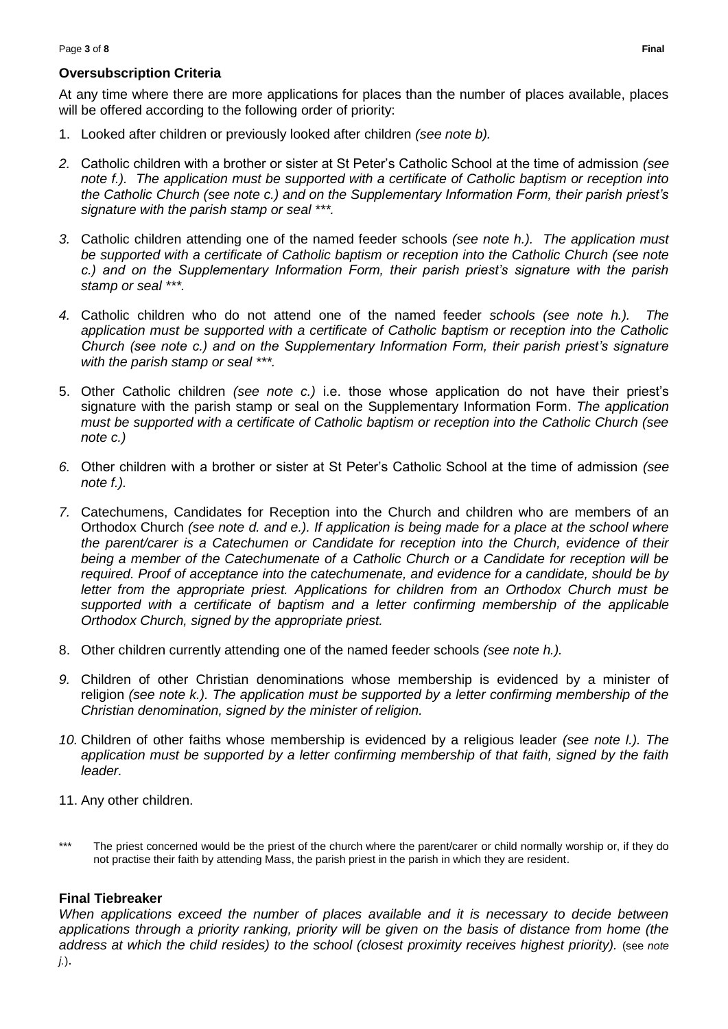## Oversubscription Criteria

At any time where there are more applications for places than the number of places available, places will be offered according to the following order of priority:

1. Looked after children or previously looked after children *(see note b).*
2. Catholic children with a brother or sister at St Peter's Catholic School at the time of admission *(see note f.). The application must be supported with a certificate of Catholic baptism or reception into the Catholic Church (see note c.) and on the Supplementary Information Form, their parish priest's signature with the parish stamp or seal \*\*\*.*
3. Catholic children attending one of the named feeder schools *(see note h.). The application must be supported with a certificate of Catholic baptism or reception into the Catholic Church (see note c.) and on the Supplementary Information Form, their parish priest's signature with the parish stamp or seal \*\*\*.*
4. Catholic children who do not attend one of the named feeder *schools (see note h.). The application must be supported with a certificate of Catholic baptism or reception into the Catholic Church (see note c.) and on the Supplementary Information Form, their parish priest's signature with the parish stamp or seal \*\*\*.*
5. Other Catholic children *(see note c.)* i.e. those whose application do not have their priest's signature with the parish stamp or seal on the Supplementary Information Form. *The application must be supported with a certificate of Catholic baptism or reception into the Catholic Church (see note c.)*
6. Other children with a brother or sister at St Peter's Catholic School at the time of admission *(see note f.).*
7. Catechumens, Candidates for Reception into the Church and children who are members of an Orthodox Church *(see note d. and e.). If application is being made for a place at the school where the parent/carer is a Catechumen or Candidate for reception into the Church, evidence of their being a member of the Catechumenate of a Catholic Church or a Candidate for reception will be required. Proof of acceptance into the catechumenate, and evidence for a candidate, should be by letter from the appropriate priest. Applications for children from an Orthodox Church must be supported with a certificate of baptism and a letter confirming membership of the applicable Orthodox Church, signed by the appropriate priest.*
8. Other children currently attending one of the named feeder schools *(see note h.).*
9. Children of other Christian denominations whose membership is evidenced by a minister of religion *(see note k.). The application must be supported by a letter confirming membership of the Christian denomination, signed by the minister of religion.*
10. Children of other faiths whose membership is evidenced by a religious leader *(see note l.). The application must be supported by a letter confirming membership of that faith, signed by the faith leader.*
11. Any other children.

\*\*\* The priest concerned would be the priest of the church where the parent/carer or child normally worship or, if they do not practise their faith by attending Mass, the parish priest in the parish in which they are resident.

## Final Tiebreaker

*When applications exceed the number of places available and it is necessary to decide between applications through a priority ranking, priority will be given on the basis of distance from home (the address at which the child resides) to the school (closest proximity receives highest priority).* (see *note j.*).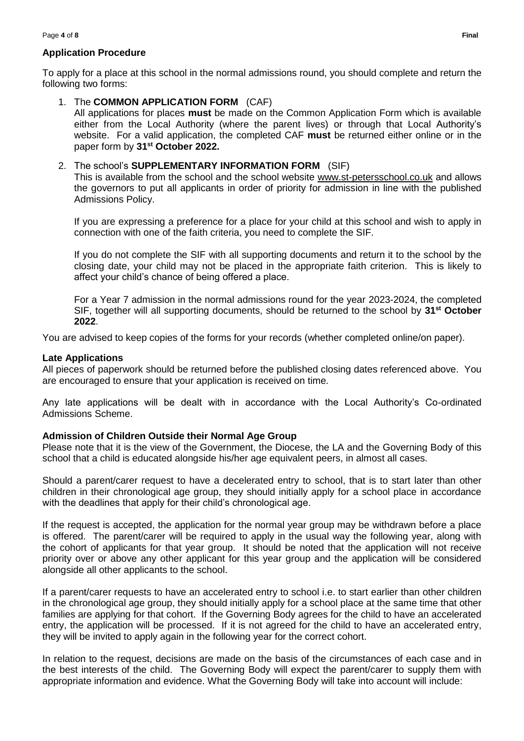## Application Procedure

To apply for a place at this school in the normal admissions round, you should complete and return the following two forms:

1. The **COMMON APPLICATION FORM** (CAF)

   All applications for places **must** be made on the Common Application Form which is available either from the Local Authority (where the parent lives) or through that Local Authority's website. For a valid application, the completed CAF **must** be returned either online or in the paper form by **31st October 2022.**

2. The school's **SUPPLEMENTARY INFORMATION FORM** (SIF)

   This is available from the school and the school website www.st-petersschool.co.uk and allows the governors to put all applicants in order of priority for admission in line with the published Admissions Policy.

   If you are expressing a preference for a place for your child at this school and wish to apply in connection with one of the faith criteria, you need to complete the SIF.

   If you do not complete the SIF with all supporting documents and return it to the school by the closing date, your child may not be placed in the appropriate faith criterion. This is likely to affect your child's chance of being offered a place.

   For a Year 7 admission in the normal admissions round for the year 2023-2024, the completed SIF, together will all supporting documents, should be returned to the school by **31st October 2022**.

You are advised to keep copies of the forms for your records (whether completed online/on paper).

### Late Applications

All pieces of paperwork should be returned before the published closing dates referenced above. You are encouraged to ensure that your application is received on time.

Any late applications will be dealt with in accordance with the Local Authority's Co-ordinated Admissions Scheme.

### Admission of Children Outside their Normal Age Group

Please note that it is the view of the Government, the Diocese, the LA and the Governing Body of this school that a child is educated alongside his/her age equivalent peers, in almost all cases.

Should a parent/carer request to have a decelerated entry to school, that is to start later than other children in their chronological age group, they should initially apply for a school place in accordance with the deadlines that apply for their child's chronological age.

If the request is accepted, the application for the normal year group may be withdrawn before a place is offered. The parent/carer will be required to apply in the usual way the following year, along with the cohort of applicants for that year group. It should be noted that the application will not receive priority over or above any other applicant for this year group and the application will be considered alongside all other applicants to the school.

If a parent/carer requests to have an accelerated entry to school i.e. to start earlier than other children in the chronological age group, they should initially apply for a school place at the same time that other families are applying for that cohort. If the Governing Body agrees for the child to have an accelerated entry, the application will be processed. If it is not agreed for the child to have an accelerated entry, they will be invited to apply again in the following year for the correct cohort.

In relation to the request, decisions are made on the basis of the circumstances of each case and in the best interests of the child. The Governing Body will expect the parent/carer to supply them with appropriate information and evidence. What the Governing Body will take into account will include: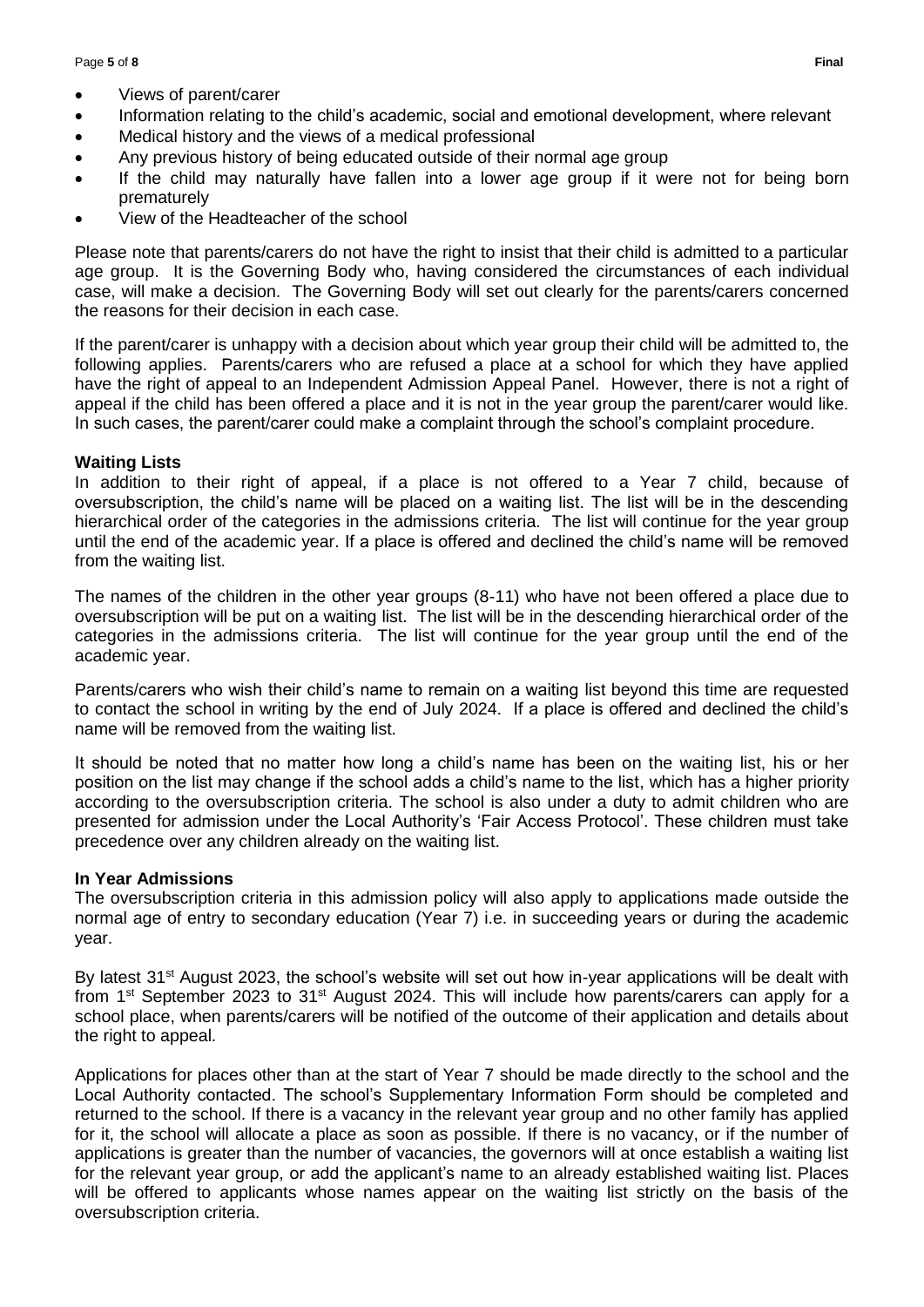- Views of parent/carer
- Information relating to the child's academic, social and emotional development, where relevant
- Medical history and the views of a medical professional
- Any previous history of being educated outside of their normal age group
- If the child may naturally have fallen into a lower age group if it were not for being born prematurely
- View of the Headteacher of the school

Please note that parents/carers do not have the right to insist that their child is admitted to a particular age group. It is the Governing Body who, having considered the circumstances of each individual case, will make a decision. The Governing Body will set out clearly for the parents/carers concerned the reasons for their decision in each case.

If the parent/carer is unhappy with a decision about which year group their child will be admitted to, the following applies. Parents/carers who are refused a place at a school for which they have applied have the right of appeal to an Independent Admission Appeal Panel. However, there is not a right of appeal if the child has been offered a place and it is not in the year group the parent/carer would like. In such cases, the parent/carer could make a complaint through the school's complaint procedure.

**Waiting Lists**

In addition to their right of appeal, if a place is not offered to a Year 7 child, because of oversubscription, the child's name will be placed on a waiting list. The list will be in the descending hierarchical order of the categories in the admissions criteria. The list will continue for the year group until the end of the academic year. If a place is offered and declined the child's name will be removed from the waiting list.

The names of the children in the other year groups (8-11) who have not been offered a place due to oversubscription will be put on a waiting list. The list will be in the descending hierarchical order of the categories in the admissions criteria. The list will continue for the year group until the end of the academic year.

Parents/carers who wish their child's name to remain on a waiting list beyond this time are requested to contact the school in writing by the end of July 2024. If a place is offered and declined the child's name will be removed from the waiting list.

It should be noted that no matter how long a child's name has been on the waiting list, his or her position on the list may change if the school adds a child's name to the list, which has a higher priority according to the oversubscription criteria. The school is also under a duty to admit children who are presented for admission under the Local Authority's 'Fair Access Protocol'. These children must take precedence over any children already on the waiting list.

**In Year Admissions**

The oversubscription criteria in this admission policy will also apply to applications made outside the normal age of entry to secondary education (Year 7) i.e. in succeeding years or during the academic year.

By latest 31st August 2023, the school's website will set out how in-year applications will be dealt with from 1st September 2023 to 31st August 2024. This will include how parents/carers can apply for a school place, when parents/carers will be notified of the outcome of their application and details about the right to appeal.

Applications for places other than at the start of Year 7 should be made directly to the school and the Local Authority contacted. The school's Supplementary Information Form should be completed and returned to the school. If there is a vacancy in the relevant year group and no other family has applied for it, the school will allocate a place as soon as possible. If there is no vacancy, or if the number of applications is greater than the number of vacancies, the governors will at once establish a waiting list for the relevant year group, or add the applicant's name to an already established waiting list. Places will be offered to applicants whose names appear on the waiting list strictly on the basis of the oversubscription criteria.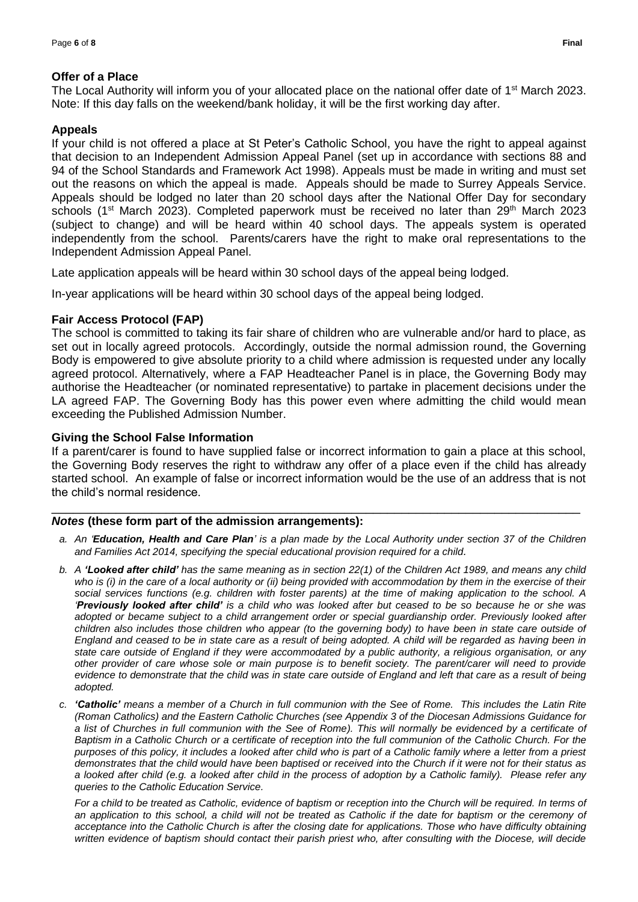### Offer of a Place

The Local Authority will inform you of your allocated place on the national offer date of 1st March 2023. Note: If this day falls on the weekend/bank holiday, it will be the first working day after.

### Appeals

If your child is not offered a place at St Peter's Catholic School, you have the right to appeal against that decision to an Independent Admission Appeal Panel (set up in accordance with sections 88 and 94 of the School Standards and Framework Act 1998). Appeals must be made in writing and must set out the reasons on which the appeal is made. Appeals should be made to Surrey Appeals Service. Appeals should be lodged no later than 20 school days after the National Offer Day for secondary schools (1st March 2023). Completed paperwork must be received no later than 29th March 2023 (subject to change) and will be heard within 40 school days. The appeals system is operated independently from the school. Parents/carers have the right to make oral representations to the Independent Admission Appeal Panel.

Late application appeals will be heard within 30 school days of the appeal being lodged.

In-year applications will be heard within 30 school days of the appeal being lodged.

### Fair Access Protocol (FAP)

The school is committed to taking its fair share of children who are vulnerable and/or hard to place, as set out in locally agreed protocols. Accordingly, outside the normal admission round, the Governing Body is empowered to give absolute priority to a child where admission is requested under any locally agreed protocol. Alternatively, where a FAP Headteacher Panel is in place, the Governing Body may authorise the Headteacher (or nominated representative) to partake in placement decisions under the LA agreed FAP. The Governing Body has this power even where admitting the child would mean exceeding the Published Admission Number.

### Giving the School False Information

If a parent/carer is found to have supplied false or incorrect information to gain a place at this school, the Governing Body reserves the right to withdraw any offer of a place even if the child has already started school. An example of false or incorrect information would be the use of an address that is not the child's normal residence.

---

***Notes* (these form part of the admission arrangements):**

*a. An '**Education, Health and Care Plan**' is a plan made by the Local Authority under section 37 of the Children and Families Act 2014, specifying the special educational provision required for a child.*

*b. A **'Looked after child'** has the same meaning as in section 22(1) of the Children Act 1989, and means any child who is (i) in the care of a local authority or (ii) being provided with accommodation by them in the exercise of their social services functions (e.g. children with foster parents) at the time of making application to the school. A '**Previously looked after child'** is a child who was looked after but ceased to be so because he or she was adopted or became subject to a child arrangement order or special guardianship order. Previously looked after children also includes those children who appear (to the governing body) to have been in state care outside of England and ceased to be in state care as a result of being adopted. A child will be regarded as having been in state care outside of England if they were accommodated by a public authority, a religious organisation, or any other provider of care whose sole or main purpose is to benefit society. The parent/carer will need to provide evidence to demonstrate that the child was in state care outside of England and left that care as a result of being adopted.*

*c. **'Catholic'** means a member of a Church in full communion with the See of Rome. This includes the Latin Rite (Roman Catholics) and the Eastern Catholic Churches (see Appendix 3 of the Diocesan Admissions Guidance for a list of Churches in full communion with the See of Rome). This will normally be evidenced by a certificate of Baptism in a Catholic Church or a certificate of reception into the full communion of the Catholic Church. For the purposes of this policy, it includes a looked after child who is part of a Catholic family where a letter from a priest demonstrates that the child would have been baptised or received into the Church if it were not for their status as a looked after child (e.g. a looked after child in the process of adoption by a Catholic family). Please refer any queries to the Catholic Education Service.*

*For a child to be treated as Catholic, evidence of baptism or reception into the Church will be required. In terms of an application to this school, a child will not be treated as Catholic if the date for baptism or the ceremony of acceptance into the Catholic Church is after the closing date for applications. Those who have difficulty obtaining written evidence of baptism should contact their parish priest who, after consulting with the Diocese, will decide*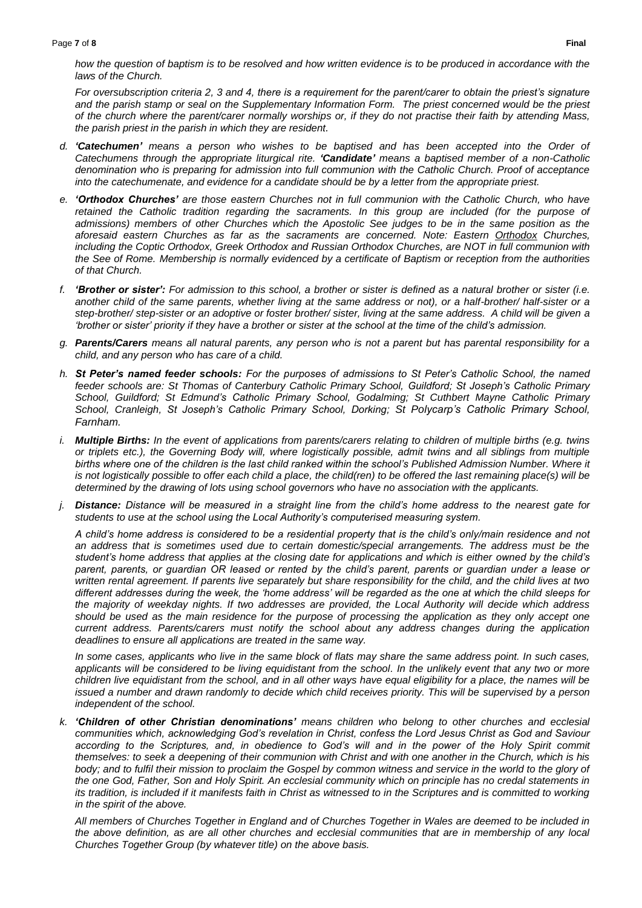*how the question of baptism is to be resolved and how written evidence is to be produced in accordance with the laws of the Church.*

*For oversubscription criteria 2, 3 and 4, there is a requirement for the parent/carer to obtain the priest's signature and the parish stamp or seal on the Supplementary Information Form. The priest concerned would be the priest of the church where the parent/carer normally worships or, if they do not practise their faith by attending Mass, the parish priest in the parish in which they are resident.*

d. ***'Catechumen'*** *means a person who wishes to be baptised and has been accepted into the Order of Catechumens through the appropriate liturgical rite.* ***'Candidate'*** *means a baptised member of a non-Catholic denomination who is preparing for admission into full communion with the Catholic Church. Proof of acceptance into the catechumenate, and evidence for a candidate should be by a letter from the appropriate priest.*

e. ***'Orthodox Churches'*** *are those eastern Churches not in full communion with the Catholic Church, who have retained the Catholic tradition regarding the sacraments. In this group are included (for the purpose of admissions) members of other Churches which the Apostolic See judges to be in the same position as the aforesaid eastern Churches as far as the sacraments are concerned. Note: Eastern* ***Orthodox*** *Churches, including the Coptic Orthodox, Greek Orthodox and Russian Orthodox Churches, are NOT in full communion with the See of Rome. Membership is normally evidenced by a certificate of Baptism or reception from the authorities of that Church.*

f. ***'Brother or sister':*** *For admission to this school, a brother or sister is defined as a natural brother or sister (i.e. another child of the same parents, whether living at the same address or not), or a half-brother/ half-sister or a step-brother/ step-sister or an adoptive or foster brother/ sister, living at the same address. A child will be given a 'brother or sister' priority if they have a brother or sister at the school at the time of the child's admission.*

g. ***Parents/Carers*** *means all natural parents, any person who is not a parent but has parental responsibility for a child, and any person who has care of a child.*

h. ***St Peter's named feeder schools:*** *For the purposes of admissions to St Peter's Catholic School, the named feeder schools are: St Thomas of Canterbury Catholic Primary School, Guildford; St Joseph's Catholic Primary School, Guildford; St Edmund's Catholic Primary School, Godalming; St Cuthbert Mayne Catholic Primary School, Cranleigh, St Joseph's Catholic Primary School, Dorking; St Polycarp's Catholic Primary School, Farnham.*

i. ***Multiple Births:*** *In the event of applications from parents/carers relating to children of multiple births (e.g. twins or triplets etc.), the Governing Body will, where logistically possible, admit twins and all siblings from multiple births where one of the children is the last child ranked within the school's Published Admission Number. Where it is not logistically possible to offer each child a place, the child(ren) to be offered the last remaining place(s) will be determined by the drawing of lots using school governors who have no association with the applicants.*

j. ***Distance:*** *Distance will be measured in a straight line from the child's home address to the nearest gate for students to use at the school using the Local Authority's computerised measuring system.*

*A child's home address is considered to be a residential property that is the child's only/main residence and not an address that is sometimes used due to certain domestic/special arrangements. The address must be the student's home address that applies at the closing date for applications and which is either owned by the child's parent, parents, or guardian OR leased or rented by the child's parent, parents or guardian under a lease or written rental agreement. If parents live separately but share responsibility for the child, and the child lives at two different addresses during the week, the 'home address' will be regarded as the one at which the child sleeps for the majority of weekday nights. If two addresses are provided, the Local Authority will decide which address should be used as the main residence for the purpose of processing the application as they only accept one current address. Parents/carers must notify the school about any address changes during the application deadlines to ensure all applications are treated in the same way.*

*In some cases, applicants who live in the same block of flats may share the same address point. In such cases, applicants will be considered to be living equidistant from the school. In the unlikely event that any two or more children live equidistant from the school, and in all other ways have equal eligibility for a place, the names will be issued a number and drawn randomly to decide which child receives priority. This will be supervised by a person independent of the school.*

k. ***'Children of other Christian denominations'*** *means children who belong to other churches and ecclesial communities which, acknowledging God's revelation in Christ, confess the Lord Jesus Christ as God and Saviour according to the Scriptures, and, in obedience to God's will and in the power of the Holy Spirit commit themselves: to seek a deepening of their communion with Christ and with one another in the Church, which is his body; and to fulfil their mission to proclaim the Gospel by common witness and service in the world to the glory of the one God, Father, Son and Holy Spirit. An ecclesial community which on principle has no credal statements in its tradition, is included if it manifests faith in Christ as witnessed to in the Scriptures and is committed to working in the spirit of the above.*

*All members of Churches Together in England and of Churches Together in Wales are deemed to be included in the above definition, as are all other churches and ecclesial communities that are in membership of any local Churches Together Group (by whatever title) on the above basis.*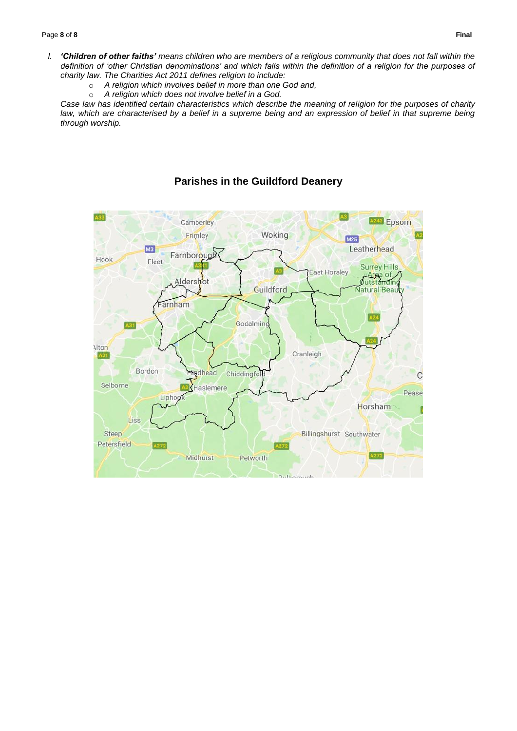l. ***'Children of other faiths'*** *means children who are members of a religious community that does not fall within the definition of 'other Christian denominations' and which falls within the definition of a religion for the purposes of charity law. The Charities Act 2011 defines religion to include:*
   - *A religion which involves belief in more than one God and,*
   - *A religion which does not involve belief in a God.*

   *Case law has identified certain characteristics which describe the meaning of religion for the purposes of charity law, which are characterised by a belief in a supreme being and an expression of belief in that supreme being through worship.*

## Parishes in the Guildford Deanery

A33
Camberley
Frimley
Woking
A3
A243 Epsom
A2
M25
Leatherhead
M3
Hook
Fleet
Farnborough
A331
A3
East Horsley
Surrey Hills Area of Outstanding Natural Beauty
Aldershot
Guildford
Farnham
A24
A31
Godalming
A24
Alton
A31
Cranleigh
Bordon
Hindhead
Chiddingfold
C
Selborne
A3
Haslemere
Pease
Liphook
Horsham
Liss
Steep
Billingshurst
Southwater
Petersfield
A272
A272
A272
Midhurst
Petworth